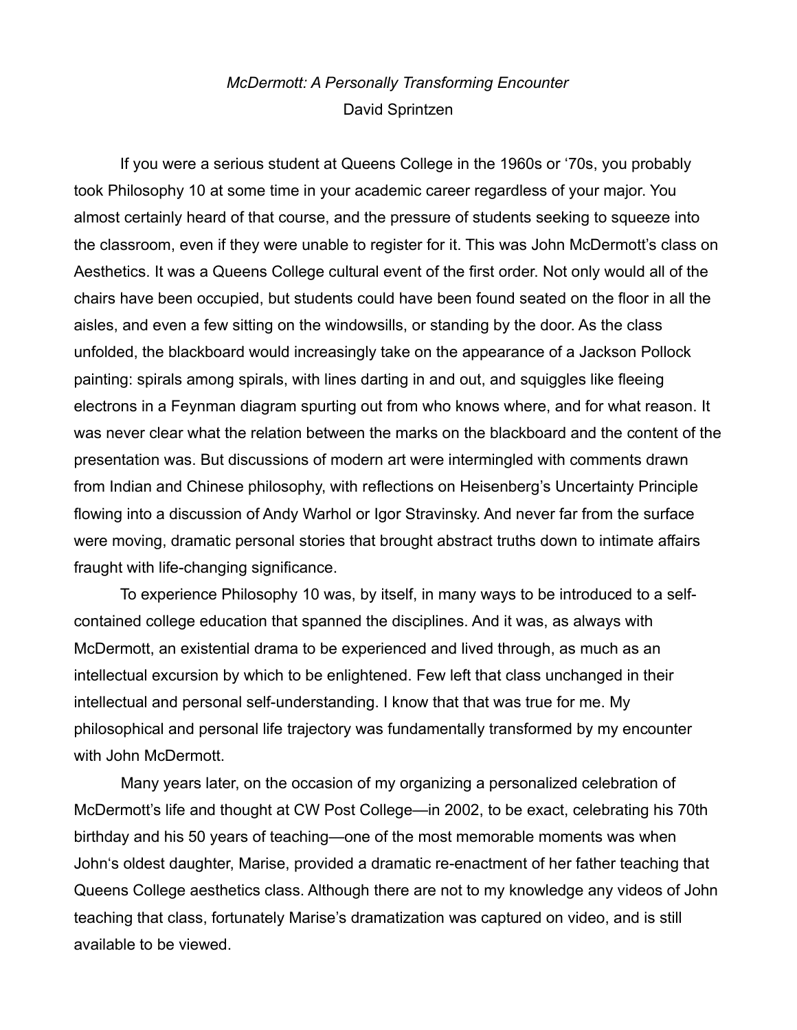*McDermott: A Personally Transforming Encounter*

David Sprintzen

If you were a serious student at Queens College in the 1960s or ‘70s, you probably took Philosophy 10 at some time in your academic career regardless of your major. You almost certainly heard of that course, and the pressure of students seeking to squeeze into the classroom, even if they were unable to register for it. This was John McDermott’s class on Aesthetics. It was a Queens College cultural event of the first order. Not only would all of the chairs have been occupied, but students could have been found seated on the floor in all the aisles, and even a few sitting on the windowsills, or standing by the door. As the class unfolded, the blackboard would increasingly take on the appearance of a Jackson Pollock painting: spirals among spirals, with lines darting in and out, and squiggles like fleeing electrons in a Feynman diagram spurting out from who knows where, and for what reason. It was never clear what the relation between the marks on the blackboard and the content of the presentation was. But discussions of modern art were intermingled with comments drawn from Indian and Chinese philosophy, with reflections on Heisenberg’s Uncertainty Principle flowing into a discussion of Andy Warhol or Igor Stravinsky. And never far from the surface were moving, dramatic personal stories that brought abstract truths down to intimate affairs fraught with life-changing significance.

To experience Philosophy 10 was, by itself, in many ways to be introduced to a self-contained college education that spanned the disciplines. And it was, as always with McDermott, an existential drama to be experienced and lived through, as much as an intellectual excursion by which to be enlightened. Few left that class unchanged in their intellectual and personal self-understanding. I know that that was true for me. My philosophical and personal life trajectory was fundamentally transformed by my encounter with John McDermott.

Many years later, on the occasion of my organizing a personalized celebration of McDermott’s life and thought at CW Post College—in 2002, to be exact, celebrating his 70th birthday and his 50 years of teaching—one of the most memorable moments was when John‘s oldest daughter, Marise, provided a dramatic re-enactment of her father teaching that Queens College aesthetics class. Although there are not to my knowledge any videos of John teaching that class, fortunately Marise’s dramatization was captured on video, and is still available to be viewed.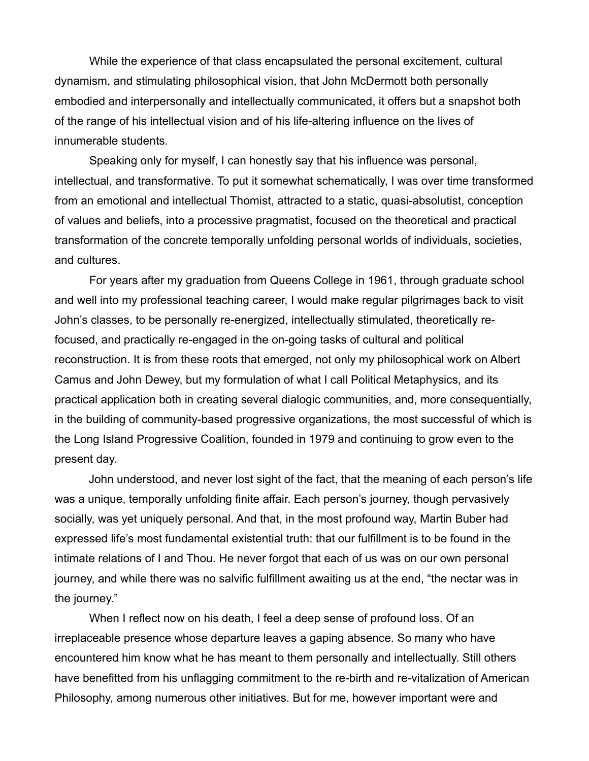While the experience of that class encapsulated the personal excitement, cultural dynamism, and stimulating philosophical vision, that John McDermott both personally embodied and interpersonally and intellectually communicated, it offers but a snapshot both of the range of his intellectual vision and of his life-altering influence on the lives of innumerable students.

Speaking only for myself, I can honestly say that his influence was personal, intellectual, and transformative. To put it somewhat schematically, I was over time transformed from an emotional and intellectual Thomist, attracted to a static, quasi-absolutist, conception of values and beliefs, into a processive pragmatist, focused on the theoretical and practical transformation of the concrete temporally unfolding personal worlds of individuals, societies, and cultures.

For years after my graduation from Queens College in 1961, through graduate school and well into my professional teaching career, I would make regular pilgrimages back to visit John's classes, to be personally re-energized, intellectually stimulated, theoretically re-focused, and practically re-engaged in the on-going tasks of cultural and political reconstruction. It is from these roots that emerged, not only my philosophical work on Albert Camus and John Dewey, but my formulation of what I call Political Metaphysics, and its practical application both in creating several dialogic communities, and, more consequentially, in the building of community-based progressive organizations, the most successful of which is the Long Island Progressive Coalition, founded in 1979 and continuing to grow even to the present day.

John understood, and never lost sight of the fact, that the meaning of each person's life was a unique, temporally unfolding finite affair. Each person's journey, though pervasively socially, was yet uniquely personal. And that, in the most profound way, Martin Buber had expressed life's most fundamental existential truth: that our fulfillment is to be found in the intimate relations of I and Thou. He never forgot that each of us was on our own personal journey, and while there was no salvific fulfillment awaiting us at the end, "the nectar was in the journey."

When I reflect now on his death, I feel a deep sense of profound loss. Of an irreplaceable presence whose departure leaves a gaping absence. So many who have encountered him know what he has meant to them personally and intellectually. Still others have benefitted from his unflagging commitment to the re-birth and re-vitalization of American Philosophy, among numerous other initiatives. But for me, however important were and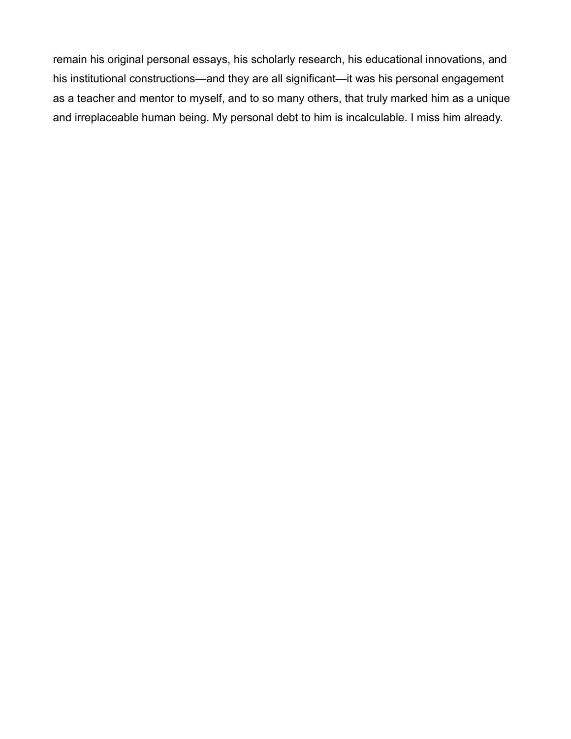remain his original personal essays, his scholarly research, his educational innovations, and his institutional constructions—and they are all significant—it was his personal engagement as a teacher and mentor to myself, and to so many others, that truly marked him as a unique and irreplaceable human being. My personal debt to him is incalculable. I miss him already.